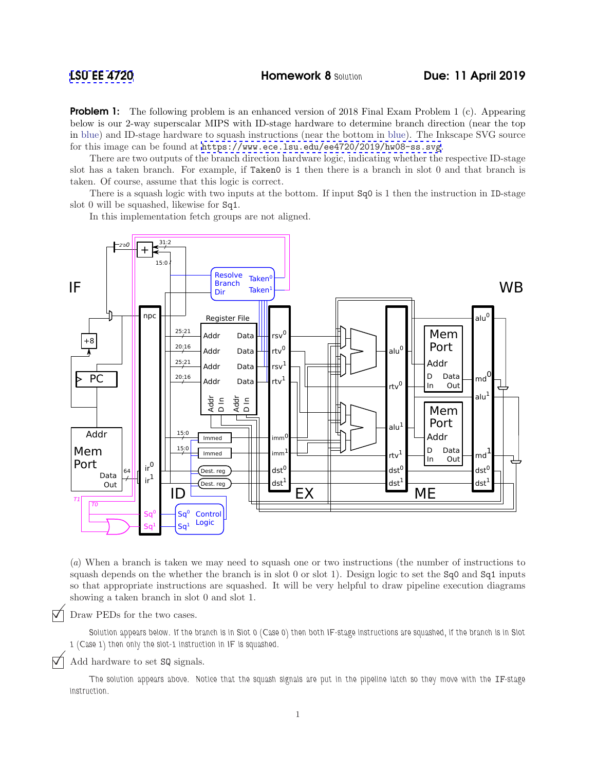LSU EE 4720 **Homework 8** Solution **Due: 11 April 2019**

**Problem 1:** The following problem is an enhanced version of 2018 Final Exam Problem 1 (c). Appearing below is our 2-way superscalar MIPS with ID-stage hardware to determine branch direction (near the top in blue) and ID-stage hardware to squash instructions (near the bottom in blue). The Inkscape SVG source for this image can be found at `https://www.ece.lsu.edu/ee4720/2019/hw08-ss.svg`.

There are two outputs of the branch direction hardware logic, indicating whether the respective ID-stage slot has a taken branch. For example, if `Taken0` is 1 then there is a branch in slot 0 and that branch is taken. Of course, assume that this logic is correct.

There is a squash logic with two inputs at the bottom. If input `Sq0` is 1 then the instruction in ID-stage slot 0 will be squashed, likewise for `Sq1`.

In this implementation fetch groups are not aligned.

(*a*) When a branch is taken we may need to squash one or two instructions (the number of instructions to squash depends on the whether the branch is in slot 0 or slot 1). Design logic to set the `Sq0` and `Sq1` inputs so that appropriate instructions are squashed. It will be very helpful to draw pipeline execution diagrams showing a taken branch in slot 0 and slot 1.

☑ Draw PEDs for the two cases.

Solution appears below. If the branch is in Slot 0 (Case 0) then both IF-stage instructions are squashed, if the branch is in Slot 1 (Case 1) then only the slot-1 instruction in IF is squashed.

☑ Add hardware to set SQ signals.

The solution appears above. Notice that the squash signals are put in the pipeline latch so they move with the IF-stage instruction.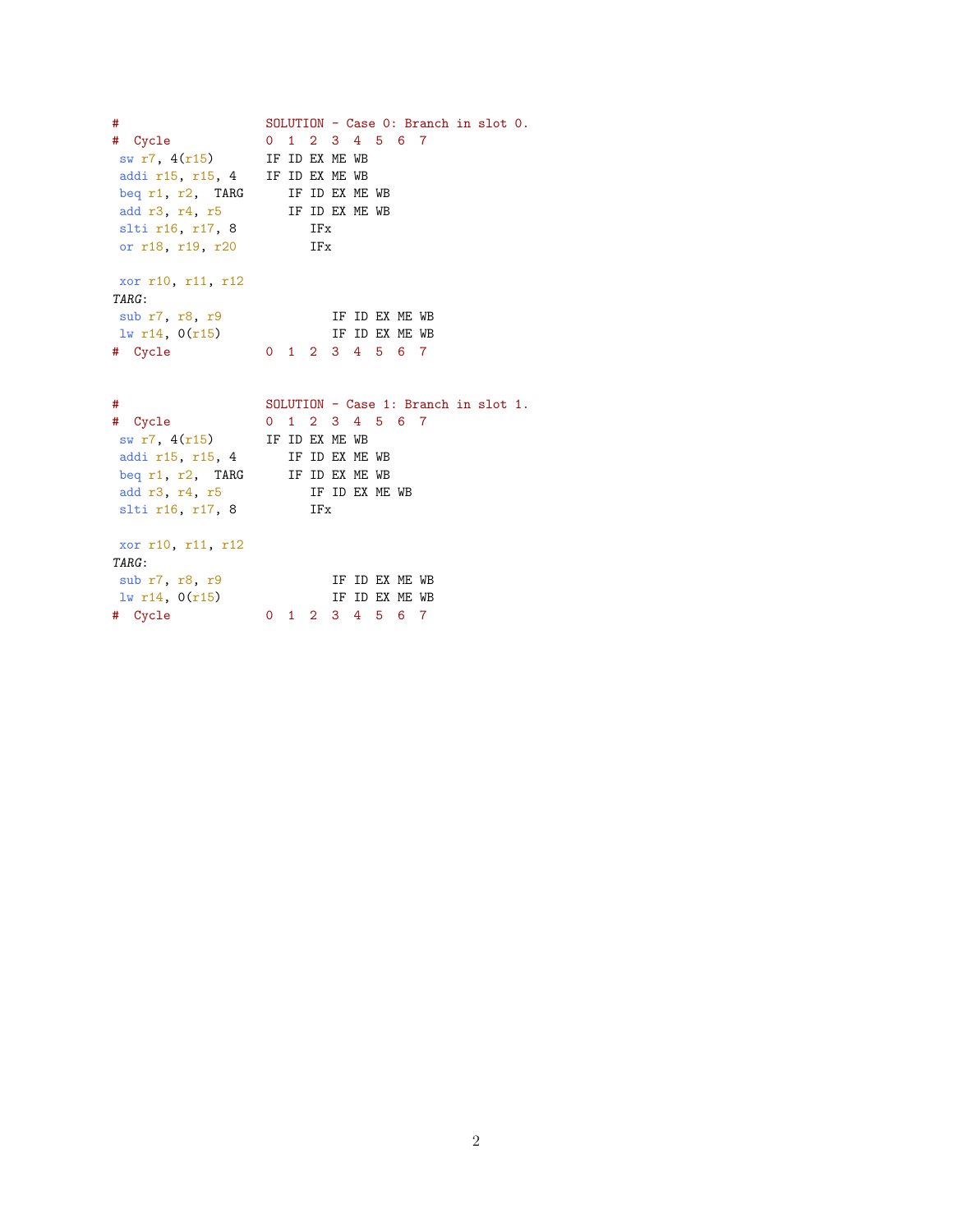```
#                    SOLUTION - Case 0: Branch in slot 0.
#  Cycle             0  1  2  3  4  5  6  7
 sw r7, 4(r15)       IF ID EX ME WB
 addi r15, r15, 4    IF ID EX ME WB
 beq r1, r2,  TARG      IF ID EX ME WB
 add r3, r4, r5         IF ID EX ME WB
 slti r16, r17, 8          IFx
 or r18, r19, r20          IFx

 xor r10, r11, r12
TARG:
 sub r7, r8, r9               IF ID EX ME WB
 lw r14, 0(r15)               IF ID EX ME WB
#  Cycle             0  1  2  3  4  5  6  7


#                    SOLUTION - Case 1: Branch in slot 1.
#  Cycle             0  1  2  3  4  5  6  7
 sw r7, 4(r15)       IF ID EX ME WB
 addi r15, r15, 4       IF ID EX ME WB
 beq r1, r2,  TARG      IF ID EX ME WB
 add r3, r4, r5            IF ID EX ME WB
 slti r16, r17, 8          IFx

 xor r10, r11, r12
TARG:
 sub r7, r8, r9               IF ID EX ME WB
 lw r14, 0(r15)               IF ID EX ME WB
#  Cycle             0  1  2  3  4  5  6  7
```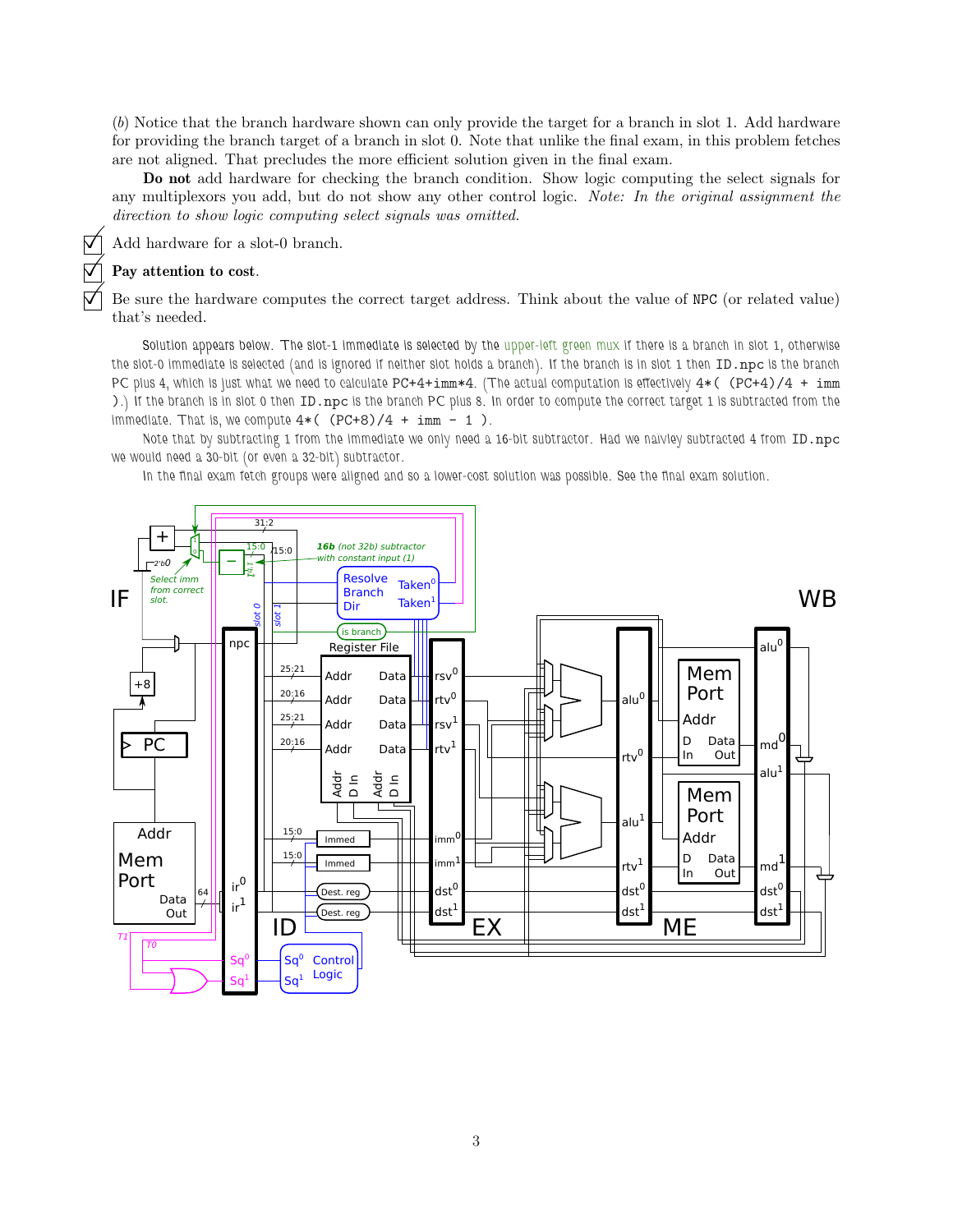(*b*) Notice that the branch hardware shown can only provide the target for a branch in slot 1. Add hardware for providing the branch target of a branch in slot 0. Note that unlike the final exam, in this problem fetches are not aligned. That precludes the more efficient solution given in the final exam.

**Do not** add hardware for checking the branch condition. Show logic computing the select signals for any multiplexors you add, but do not show any other control logic. *Note: In the original assignment the direction to show logic computing select signals was omitted.*

☑ Add hardware for a slot-0 branch.

☑ **Pay attention to cost**.

☑ Be sure the hardware computes the correct target address. Think about the value of NPC (or related value) that's needed.

Solution appears below. The slot-1 immediate is selected by the upper-left green mux if there is a branch in slot 1, otherwise the slot-0 immediate is selected (and is ignored if neither slot holds a branch). If the branch is in slot 1 then ID.npc is the branch PC plus 4, which is just what we need to calculate PC+4+imm*4. (The actual computation is effectively 4*( (PC+4)/4 + imm ).) If the branch is in slot 0 then ID.npc is the branch PC plus 8. In order to compute the correct target 1 is subtracted from the immediate. That is, we compute 4*( (PC+8)/4 + imm - 1 ).

Note that by subtracting 1 from the immediate we only need a 16-bit subtractor. Had we naivley subtracted 4 from ID.npc we would need a 30-bit (or even a 32-bit) subtractor.

In the final exam fetch groups were aligned and so a lower-cost solution was possible. See the final exam solution.

IF
ID
EX
ME
WB
+
2'b0
Select imm from correct slot.
16b (not 32b) subtractor with constant input (1)
31:2
15:0
15:0
Resolve Branch Dir
Taken0
Taken1
is branch
Register File
slot 0
slot 1
+8
PC
Addr
Mem Port
Data Out
64
npc
ir0
ir1
Sq0
Sq1
T1
T0
Sq0
Sq1
Control Logic
25:21
20:16
25:21
20:16
Addr Data
Addr Data
Addr Data
Addr Data
Addr D In Addr D In
15:0
15:0
Immed
Immed
Dest. reg
Dest. reg
rsv0
rtv0
rsv1
rtv1
imm0
imm1
dst0
dst1
alu0
rtv0
alu1
rtv1
dst0
dst1
Mem Port
Addr
D In
Data Out
Mem Port
Addr
D In
Data Out
alu0
md0
alu1
md1
dst0
dst1